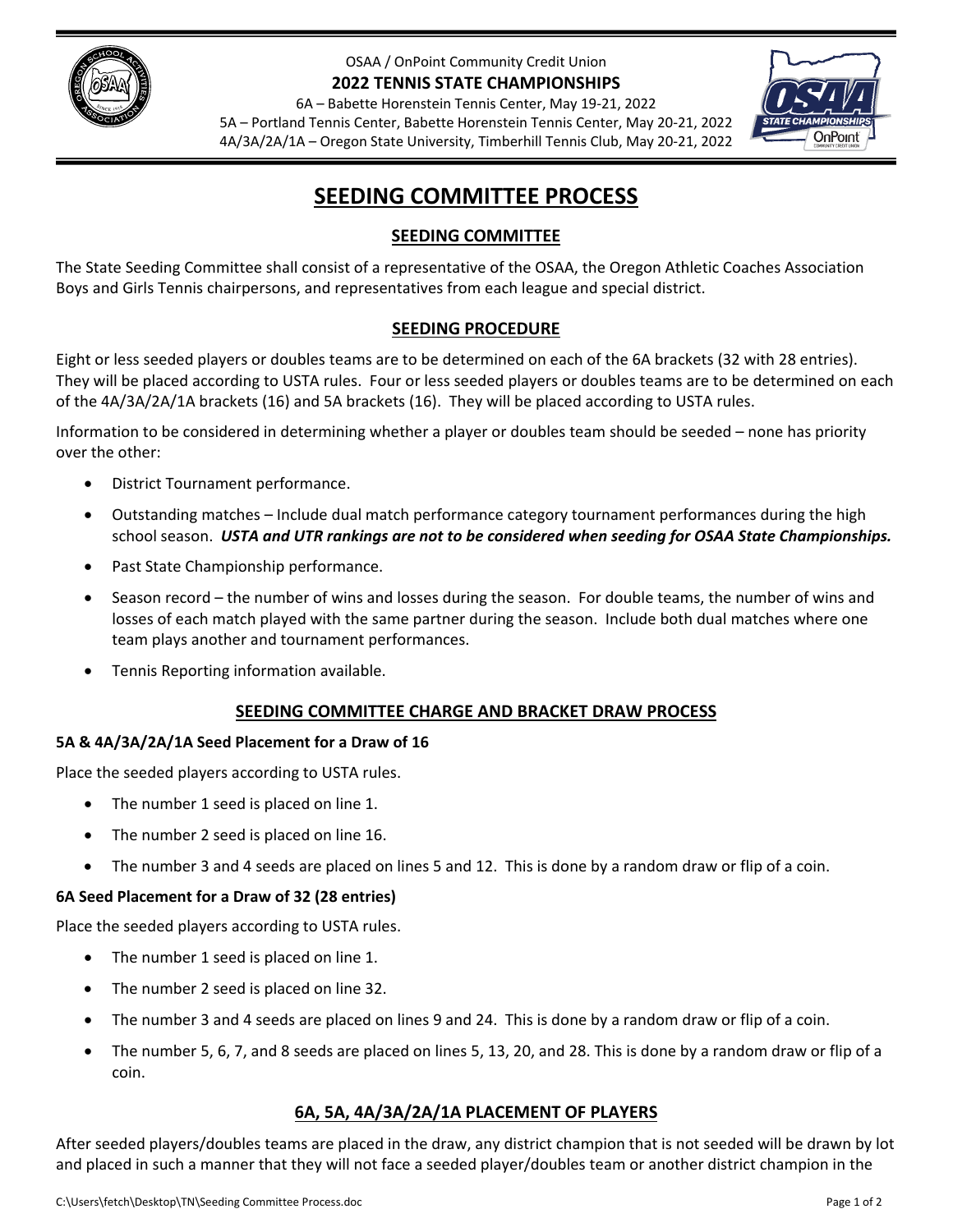OSAA / OnPoint Community Credit Union

**2022 TENNIS STATE CHAMPIONSHIPS**

6A – Babette Horenstein Tennis Center, May 19-21, 2022
5A – Portland Tennis Center, Babette Horenstein Tennis Center, May 20-21, 2022
4A/3A/2A/1A – Oregon State University, Timberhill Tennis Club, May 20-21, 2022

# SEEDING COMMITTEE PROCESS

## SEEDING COMMITTEE

The State Seeding Committee shall consist of a representative of the OSAA, the Oregon Athletic Coaches Association Boys and Girls Tennis chairpersons, and representatives from each league and special district.

## SEEDING PROCEDURE

Eight or less seeded players or doubles teams are to be determined on each of the 6A brackets (32 with 28 entries). They will be placed according to USTA rules. Four or less seeded players or doubles teams are to be determined on each of the 4A/3A/2A/1A brackets (16) and 5A brackets (16). They will be placed according to USTA rules.

Information to be considered in determining whether a player or doubles team should be seeded – none has priority over the other:

- District Tournament performance.
- Outstanding matches – Include dual match performance category tournament performances during the high school season. ***USTA and UTR rankings are not to be considered when seeding for OSAA State Championships.***
- Past State Championship performance.
- Season record – the number of wins and losses during the season. For double teams, the number of wins and losses of each match played with the same partner during the season. Include both dual matches where one team plays another and tournament performances.
- Tennis Reporting information available.

## SEEDING COMMITTEE CHARGE AND BRACKET DRAW PROCESS

### 5A & 4A/3A/2A/1A Seed Placement for a Draw of 16

Place the seeded players according to USTA rules.

- The number 1 seed is placed on line 1.
- The number 2 seed is placed on line 16.
- The number 3 and 4 seeds are placed on lines 5 and 12. This is done by a random draw or flip of a coin.

### 6A Seed Placement for a Draw of 32 (28 entries)

Place the seeded players according to USTA rules.

- The number 1 seed is placed on line 1.
- The number 2 seed is placed on line 32.
- The number 3 and 4 seeds are placed on lines 9 and 24. This is done by a random draw or flip of a coin.
- The number 5, 6, 7, and 8 seeds are placed on lines 5, 13, 20, and 28. This is done by a random draw or flip of a coin.

## 6A, 5A, 4A/3A/2A/1A PLACEMENT OF PLAYERS

After seeded players/doubles teams are placed in the draw, any district champion that is not seeded will be drawn by lot and placed in such a manner that they will not face a seeded player/doubles team or another district champion in the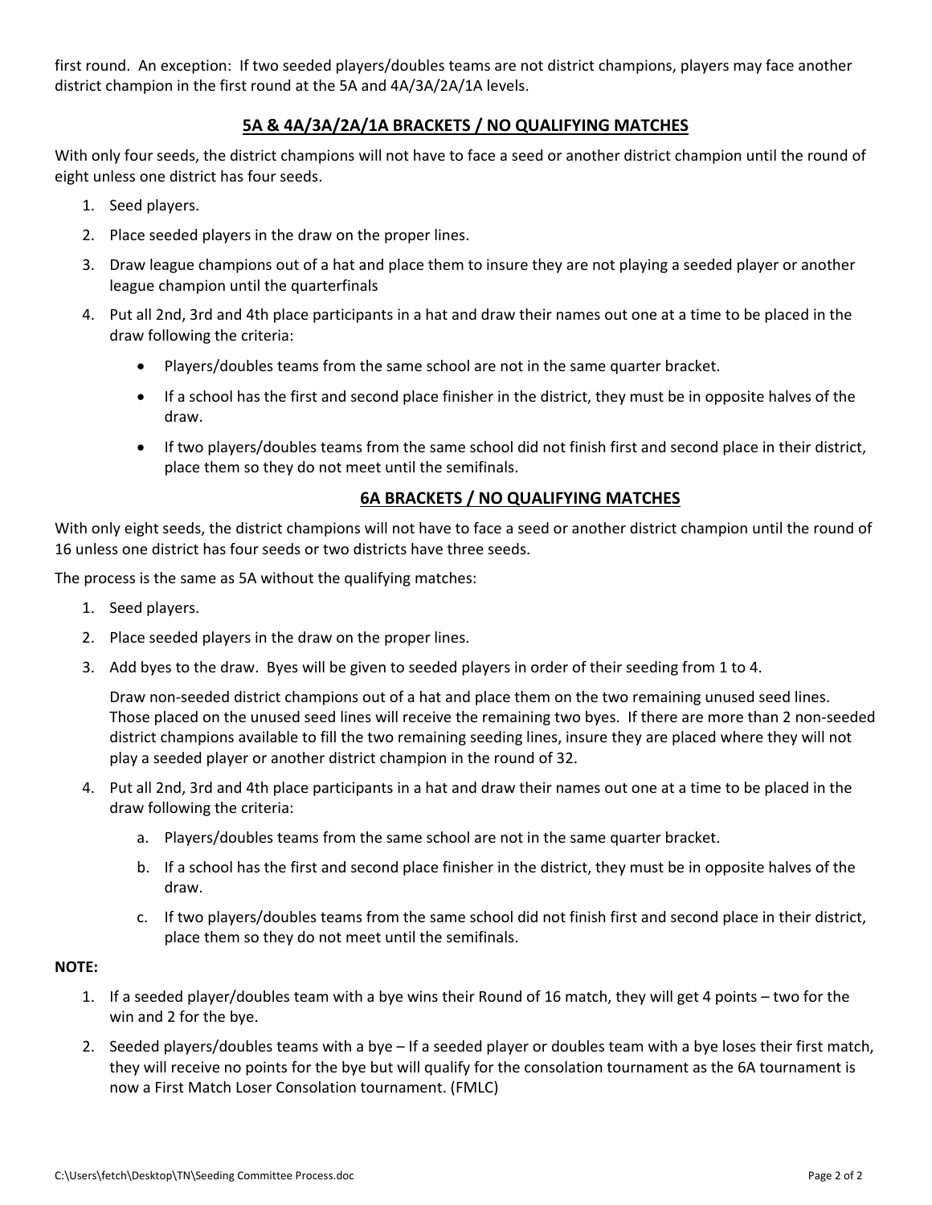first round. An exception: If two seeded players/doubles teams are not district champions, players may face another district champion in the first round at the 5A and 4A/3A/2A/1A levels.

## 5A & 4A/3A/2A/1A BRACKETS / NO QUALIFYING MATCHES

With only four seeds, the district champions will not have to face a seed or another district champion until the round of eight unless one district has four seeds.

1. Seed players.
2. Place seeded players in the draw on the proper lines.
3. Draw league champions out of a hat and place them to insure they are not playing a seeded player or another league champion until the quarterfinals
4. Put all 2nd, 3rd and 4th place participants in a hat and draw their names out one at a time to be placed in the draw following the criteria:
   - Players/doubles teams from the same school are not in the same quarter bracket.
   - If a school has the first and second place finisher in the district, they must be in opposite halves of the draw.
   - If two players/doubles teams from the same school did not finish first and second place in their district, place them so they do not meet until the semifinals.

## 6A BRACKETS / NO QUALIFYING MATCHES

With only eight seeds, the district champions will not have to face a seed or another district champion until the round of 16 unless one district has four seeds or two districts have three seeds.

The process is the same as 5A without the qualifying matches:

1. Seed players.
2. Place seeded players in the draw on the proper lines.
3. Add byes to the draw. Byes will be given to seeded players in order of their seeding from 1 to 4.

   Draw non-seeded district champions out of a hat and place them on the two remaining unused seed lines. Those placed on the unused seed lines will receive the remaining two byes. If there are more than 2 non-seeded district champions available to fill the two remaining seeding lines, insure they are placed where they will not play a seeded player or another district champion in the round of 32.
4. Put all 2nd, 3rd and 4th place participants in a hat and draw their names out one at a time to be placed in the draw following the criteria:
   a. Players/doubles teams from the same school are not in the same quarter bracket.
   b. If a school has the first and second place finisher in the district, they must be in opposite halves of the draw.
   c. If two players/doubles teams from the same school did not finish first and second place in their district, place them so they do not meet until the semifinals.

**NOTE:**

1. If a seeded player/doubles team with a bye wins their Round of 16 match, they will get 4 points – two for the win and 2 for the bye.
2. Seeded players/doubles teams with a bye – If a seeded player or doubles team with a bye loses their first match, they will receive no points for the bye but will qualify for the consolation tournament as the 6A tournament is now a First Match Loser Consolation tournament. (FMLC)